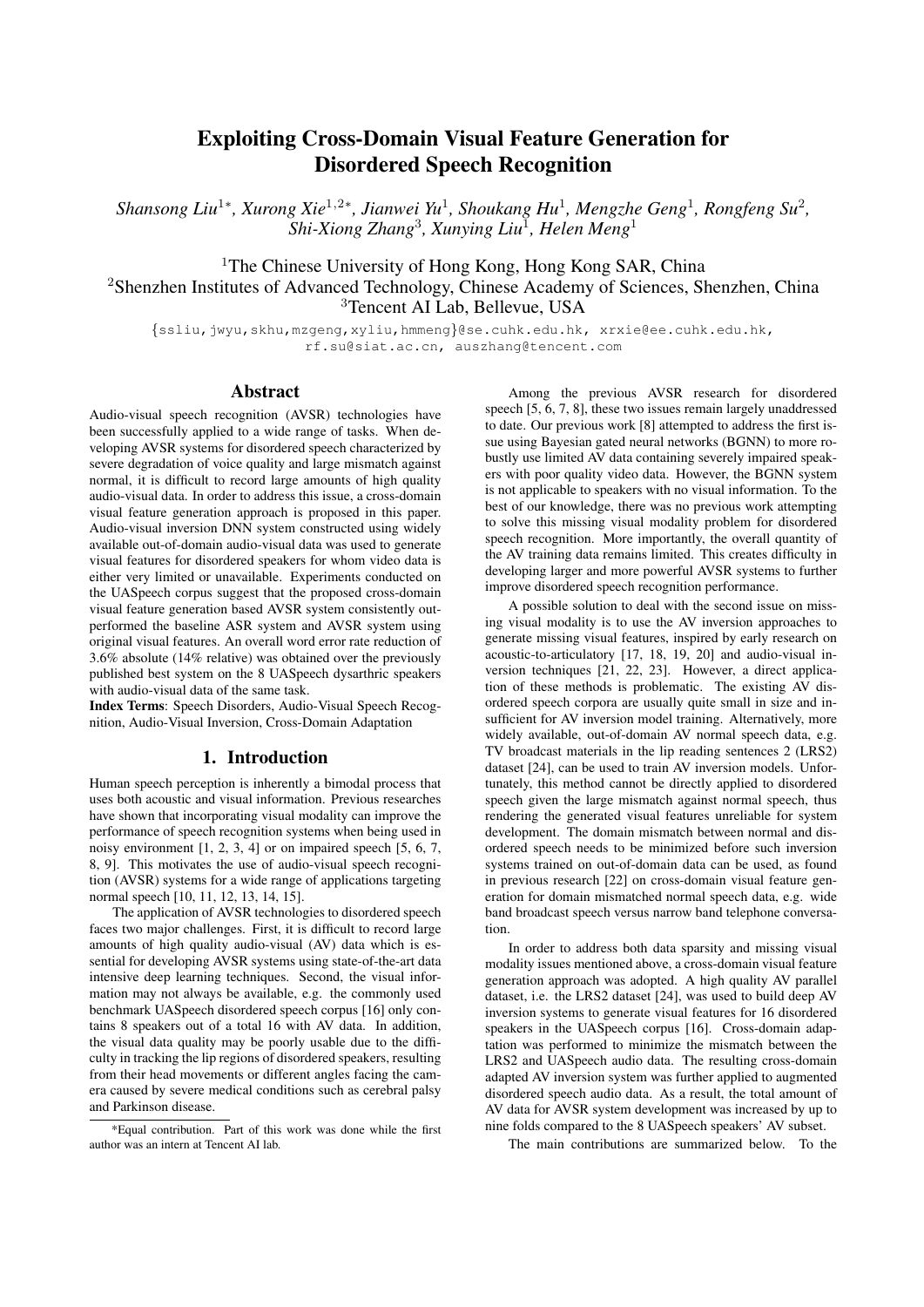# Exploiting Cross-Domain Visual Feature Generation for Disordered Speech Recognition

*Shansong Liu[1*], Xurong Xie[1,2*], Jianwei Yu[1], Shoukang Hu[1], Mengzhe Geng[1], Rongfeng Su[2], Shi-Xiong Zhang[3], Xunying Liu[1], Helen Meng[1]*

[1]The Chinese University of Hong Kong, Hong Kong SAR, China
[2]Shenzhen Institutes of Advanced Technology, Chinese Academy of Sciences, Shenzhen, China
[3]Tencent AI Lab, Bellevue, USA

{ssliu,jwyu,skhu,mzgeng,xyliu,hmmeng}@se.cuhk.edu.hk, xrxie@ee.cuhk.edu.hk, rf.su@siat.ac.cn, auszhang@tencent.com

## Abstract

Audio-visual speech recognition (AVSR) technologies have been successfully applied to a wide range of tasks. When developing AVSR systems for disordered speech characterized by severe degradation of voice quality and large mismatch against normal, it is difficult to record large amounts of high quality audio-visual data. In order to address this issue, a cross-domain visual feature generation approach is proposed in this paper. Audio-visual inversion DNN system constructed using widely available out-of-domain audio-visual data was used to generate visual features for disordered speakers for whom video data is either very limited or unavailable. Experiments conducted on the UASpeech corpus suggest that the proposed cross-domain visual feature generation based AVSR system consistently outperformed the baseline ASR system and AVSR system using original visual features. An overall word error rate reduction of 3.6% absolute (14% relative) was obtained over the previously published best system on the 8 UASpeech dysarthric speakers with audio-visual data of the same task.

**Index Terms**: Speech Disorders, Audio-Visual Speech Recognition, Audio-Visual Inversion, Cross-Domain Adaptation

## 1. Introduction

Human speech perception is inherently a bimodal process that uses both acoustic and visual information. Previous researches have shown that incorporating visual modality can improve the performance of speech recognition systems when being used in noisy environment [1, 2, 3, 4] or on impaired speech [5, 6, 7, 8, 9]. This motivates the use of audio-visual speech recognition (AVSR) systems for a wide range of applications targeting normal speech [10, 11, 12, 13, 14, 15].

The application of AVSR technologies to disordered speech faces two major challenges. First, it is difficult to record large amounts of high quality audio-visual (AV) data which is essential for developing AVSR systems using state-of-the-art data intensive deep learning techniques. Second, the visual information may not always be available, e.g. the commonly used benchmark UASpeech disordered speech corpus [16] only contains 8 speakers out of a total 16 with AV data. In addition, the visual data quality may be poorly usable due to the difficulty in tracking the lip regions of disordered speakers, resulting from their head movements or different angles facing the camera caused by severe medical conditions such as cerebral palsy and Parkinson disease.

Among the previous AVSR research for disordered speech [5, 6, 7, 8], these two issues remain largely unaddressed to date. Our previous work [8] attempted to address the first issue using Bayesian gated neural networks (BGNN) to more robustly use limited AV data containing severely impaired speakers with poor quality video data. However, the BGNN system is not applicable to speakers with no visual information. To the best of our knowledge, there was no previous work attempting to solve this missing visual modality problem for disordered speech recognition. More importantly, the overall quantity of the AV training data remains limited. This creates difficulty in developing larger and more powerful AVSR systems to further improve disordered speech recognition performance.

A possible solution to deal with the second issue on missing visual modality is to use the AV inversion approaches to generate missing visual features, inspired by early research on acoustic-to-articulatory [17, 18, 19, 20] and audio-visual inversion techniques [21, 22, 23]. However, a direct application of these methods is problematic. The existing AV disordered speech corpora are usually quite small in size and insufficient for AV inversion model training. Alternatively, more widely available, out-of-domain AV normal speech data, e.g. TV broadcast materials in the lip reading sentences 2 (LRS2) dataset [24], can be used to train AV inversion models. Unfortunately, this method cannot be directly applied to disordered speech given the large mismatch against normal speech, thus rendering the generated visual features unreliable for system development. The domain mismatch between normal and disordered speech needs to be minimized before such inversion systems trained on out-of-domain data can be used, as found in previous research [22] on cross-domain visual feature generation for domain mismatched normal speech data, e.g. wide band broadcast speech versus narrow band telephone conversation.

In order to address both data sparsity and missing visual modality issues mentioned above, a cross-domain visual feature generation approach was adopted. A high quality AV parallel dataset, i.e. the LRS2 dataset [24], was used to build deep AV inversion systems to generate visual features for 16 disordered speakers in the UASpeech corpus [16]. Cross-domain adaptation was performed to minimize the mismatch between the LRS2 and UASpeech audio data. The resulting cross-domain adapted AV inversion system was further applied to augmented disordered speech audio data. As a result, the total amount of AV data for AVSR system development was increased by up to nine folds compared to the 8 UASpeech speakers' AV subset.

The main contributions are summarized below. To the

*Equal contribution. Part of this work was done while the first author was an intern at Tencent AI lab.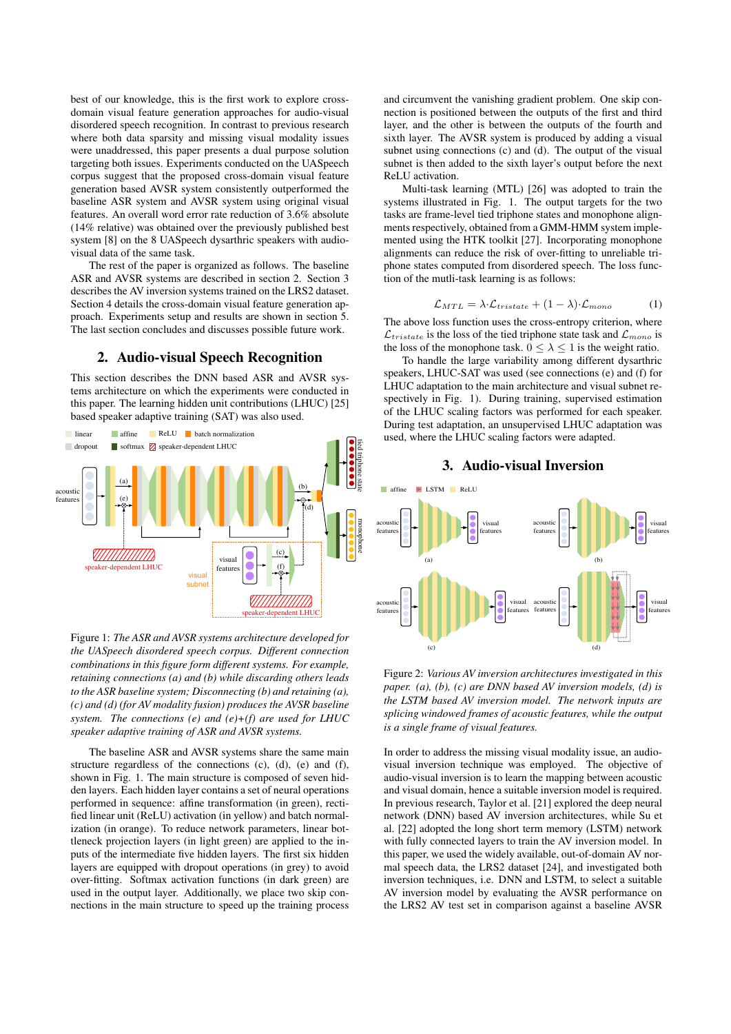best of our knowledge, this is the first work to explore cross-domain visual feature generation approaches for audio-visual disordered speech recognition. In contrast to previous research where both data sparsity and missing visual modality issues were unaddressed, this paper presents a dual purpose solution targeting both issues. Experiments conducted on the UASpeech corpus suggest that the proposed cross-domain visual feature generation based AVSR system consistently outperformed the baseline ASR system and AVSR system using original visual features. An overall word error rate reduction of 3.6% absolute (14% relative) was obtained over the previously published best system [8] on the 8 UASpeech dysarthric speakers with audio-visual data of the same task.

The rest of the paper is organized as follows. The baseline ASR and AVSR systems are described in section 2. Section 3 describes the AV inversion systems trained on the LRS2 dataset. Section 4 details the cross-domain visual feature generation approach. Experiments setup and results are shown in section 5. The last section concludes and discusses possible future work.

## 2. Audio-visual Speech Recognition

This section describes the DNN based ASR and AVSR systems architecture on which the experiments were conducted in this paper. The learning hidden unit contributions (LHUC) [25] based speaker adaptive training (SAT) was also used.

Figure 1: *The ASR and AVSR systems architecture developed for the UASpeech disordered speech corpus. Different connection combinations in this figure form different systems. For example, retaining connections (a) and (b) while discarding others leads to the ASR baseline system; Disconnecting (b) and retaining (a), (c) and (d) (for AV modality fusion) produces the AVSR baseline system. The connections (e) and (e)+(f) are used for LHUC speaker adaptive training of ASR and AVSR systems.*

The baseline ASR and AVSR systems share the same main structure regardless of the connections (c), (d), (e) and (f), shown in Fig. 1. The main structure is composed of seven hidden layers. Each hidden layer contains a set of neural operations performed in sequence: affine transformation (in green), rectified linear unit (ReLU) activation (in yellow) and batch normalization (in orange). To reduce network parameters, linear bottleneck projection layers (in light green) are applied to the inputs of the intermediate five hidden layers. The first six hidden layers are equipped with dropout operations (in grey) to avoid over-fitting. Softmax activation functions (in dark green) are used in the output layer. Additionally, we place two skip connections in the main structure to speed up the training process and circumvent the vanishing gradient problem. One skip connection is positioned between the outputs of the first and third layer, and the other is between the outputs of the fourth and sixth layer. The AVSR system is produced by adding a visual subnet using connections (c) and (d). The output of the visual subnet is then added to the sixth layer's output before the next ReLU activation.

Multi-task learning (MTL) [26] was adopted to train the systems illustrated in Fig. 1. The output targets for the two tasks are frame-level tied triphone states and monophone alignments respectively, obtained from a GMM-HMM system implemented using the HTK toolkit [27]. Incorporating monophone alignments can reduce the risk of over-fitting to unreliable triphone states computed from disordered speech. The loss function of the mutli-task learning is as follows:

$$\mathcal{L}_{MTL} = \lambda \cdot \mathcal{L}_{tristate} + (1 - \lambda) \cdot \mathcal{L}_{mono} \quad (1)$$

The above loss function uses the cross-entropy criterion, where $\mathcal{L}_{tristate}$ is the loss of the tied triphone state task and $\mathcal{L}_{mono}$ is the loss of the monophone task. $0 \leq \lambda \leq 1$ is the weight ratio.

To handle the large variability among different dysarthric speakers, LHUC-SAT was used (see connections (e) and (f) for LHUC adaptation to the main architecture and visual subnet respectively in Fig. 1). During training, supervised estimation of the LHUC scaling factors was performed for each speaker. During test adaptation, an unsupervised LHUC adaptation was used, where the LHUC scaling factors were adapted.

## 3. Audio-visual Inversion

Figure 2: *Various AV inversion architectures investigated in this paper. (a), (b), (c) are DNN based AV inversion models, (d) is the LSTM based AV inversion model. The network inputs are splicing windowed frames of acoustic features, while the output is a single frame of visual features.*

In order to address the missing visual modality issue, an audio-visual inversion technique was employed. The objective of audio-visual inversion is to learn the mapping between acoustic and visual domain, hence a suitable inversion model is required. In previous research, Taylor et al. [21] explored the deep neural network (DNN) based AV inversion architectures, while Su et al. [22] adopted the long short term memory (LSTM) network with fully connected layers to train the AV inversion model. In this paper, we used the widely available, out-of-domain AV normal speech data, the LRS2 dataset [24], and investigated both inversion techniques, i.e. DNN and LSTM, to select a suitable AV inversion model by evaluating the AVSR performance on the LRS2 AV test set in comparison against a baseline AVSR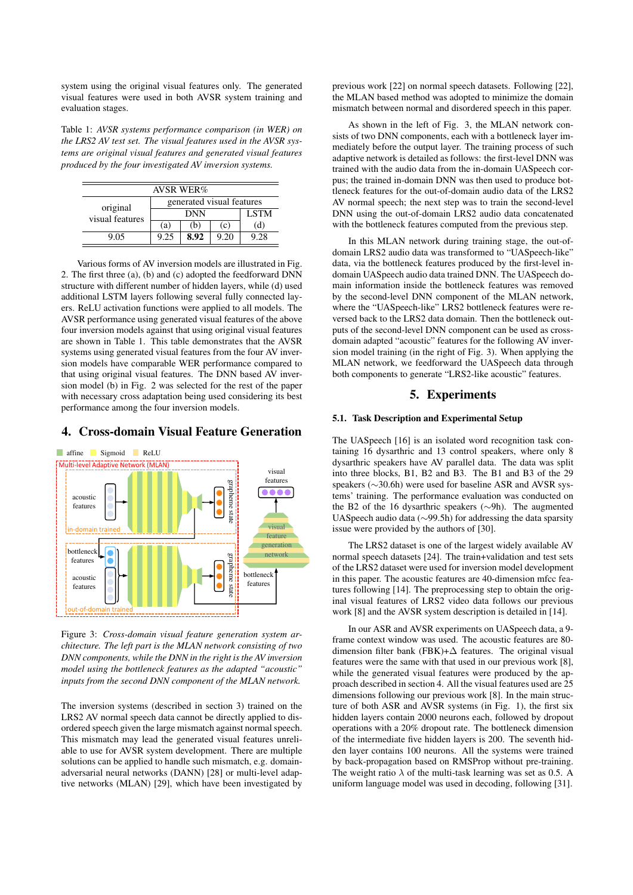system using the original visual features only. The generated visual features were used in both AVSR system training and evaluation stages.

Table 1: *AVSR systems performance comparison (in WER) on the LRS2 AV test set. The visual features used in the AVSR systems are original visual features and generated visual features produced by the four investigated AV inversion systems.*

| AVSR WER% | | | | |
|---|---|---|---|---|
| original visual features | generated visual features | | | |
| | DNN | | | LSTM |
| | (a) | (b) | (c) | (d) |
| 9.05 | 9.25 | **8.92** | 9.20 | 9.28 |

Various forms of AV inversion models are illustrated in Fig. 2. The first three (a), (b) and (c) adopted the feedforward DNN structure with different number of hidden layers, while (d) used additional LSTM layers following several fully connected layers. ReLU activation functions were applied to all models. The AVSR performance using generated visual features of the above four inversion models against that using original visual features are shown in Table 1. This table demonstrates that the AVSR systems using generated visual features from the four AV inversion models have comparable WER performance compared to that using original visual features. The DNN based AV inversion model (b) in Fig. 2 was selected for the rest of the paper with necessary cross adaptation being used considering its best performance among the four inversion models.

## 4. Cross-domain Visual Feature Generation

Figure 3: *Cross-domain visual feature generation system architecture. The left part is the MLAN network consisting of two DNN components, while the DNN in the right is the AV inversion model using the bottleneck features as the adapted "acoustic" inputs from the second DNN component of the MLAN network.*

The inversion systems (described in section 3) trained on the LRS2 AV normal speech data cannot be directly applied to disordered speech given the large mismatch against normal speech. This mismatch may lead the generated visual features unreliable to use for AVSR system development. There are multiple solutions can be applied to handle such mismatch, e.g. domain-adversarial neural networks (DANN) [28] or multi-level adaptive networks (MLAN) [29], which have been investigated by previous work [22] on normal speech datasets. Following [22], the MLAN based method was adopted to minimize the domain mismatch between normal and disordered speech in this paper.

As shown in the left of Fig. 3, the MLAN network consists of two DNN components, each with a bottleneck layer immediately before the output layer. The training process of such adaptive network is detailed as follows: the first-level DNN was trained with the audio data from the in-domain UASpeech corpus; the trained in-domain DNN was then used to produce bottleneck features for the out-of-domain audio data of the LRS2 AV normal speech; the next step was to train the second-level DNN using the out-of-domain LRS2 audio data concatenated with the bottleneck features computed from the previous step.

In this MLAN network during training stage, the out-of-domain LRS2 audio data was transformed to "UASpeech-like" data, via the bottleneck features produced by the first-level in-domain UASpeech audio data trained DNN. The UASpeech domain information inside the bottleneck features was removed by the second-level DNN component of the MLAN network, where the "UASpeech-like" LRS2 bottleneck features were reversed back to the LRS2 data domain. Then the bottleneck outputs of the second-level DNN component can be used as cross-domain adapted "acoustic" features for the following AV inversion model training (in the right of Fig. 3). When applying the MLAN network, we feedforward the UASpeech data through both components to generate "LRS2-like acoustic" features.

## 5. Experiments

### 5.1. Task Description and Experimental Setup

The UASpeech [16] is an isolated word recognition task containing 16 dysarthric and 13 control speakers, where only 8 dysarthric speakers have AV parallel data. The data was split into three blocks, B1, B2 and B3. The B1 and B3 of the 29 speakers ($\sim$30.6h) were used for baseline ASR and AVSR systems' training. The performance evaluation was conducted on the B2 of the 16 dysarthric speakers ($\sim$9h). The augmented UASpeech audio data ($\sim$99.5h) for addressing the data sparsity issue were provided by the authors of [30].

The LRS2 dataset is one of the largest widely available AV normal speech datasets [24]. The train+validation and test sets of the LRS2 dataset were used for inversion model development in this paper. The acoustic features are 40-dimension mfcc features following [14]. The preprocessing step to obtain the original visual features of LRS2 video data follows our previous work [8] and the AVSR system description is detailed in [14].

In our ASR and AVSR experiments on UASpeech data, a 9-frame context window was used. The acoustic features are 80-dimension filter bank (FBK)+$\Delta$ features. The original visual features were the same with that used in our previous work [8], while the generated visual features were produced by the approach described in section 4. All the visual features used are 25 dimensions following our previous work [8]. In the main structure of both ASR and AVSR systems (in Fig. 1), the first six hidden layers contain 2000 neurons each, followed by dropout operations with a 20% dropout rate. The bottleneck dimension of the intermediate five hidden layers is 200. The seventh hidden layer contains 100 neurons. All the systems were trained by back-propagation based on RMSProp without pre-training. The weight ratio $\lambda$ of the multi-task learning was set as 0.5. A uniform language model was used in decoding, following [31].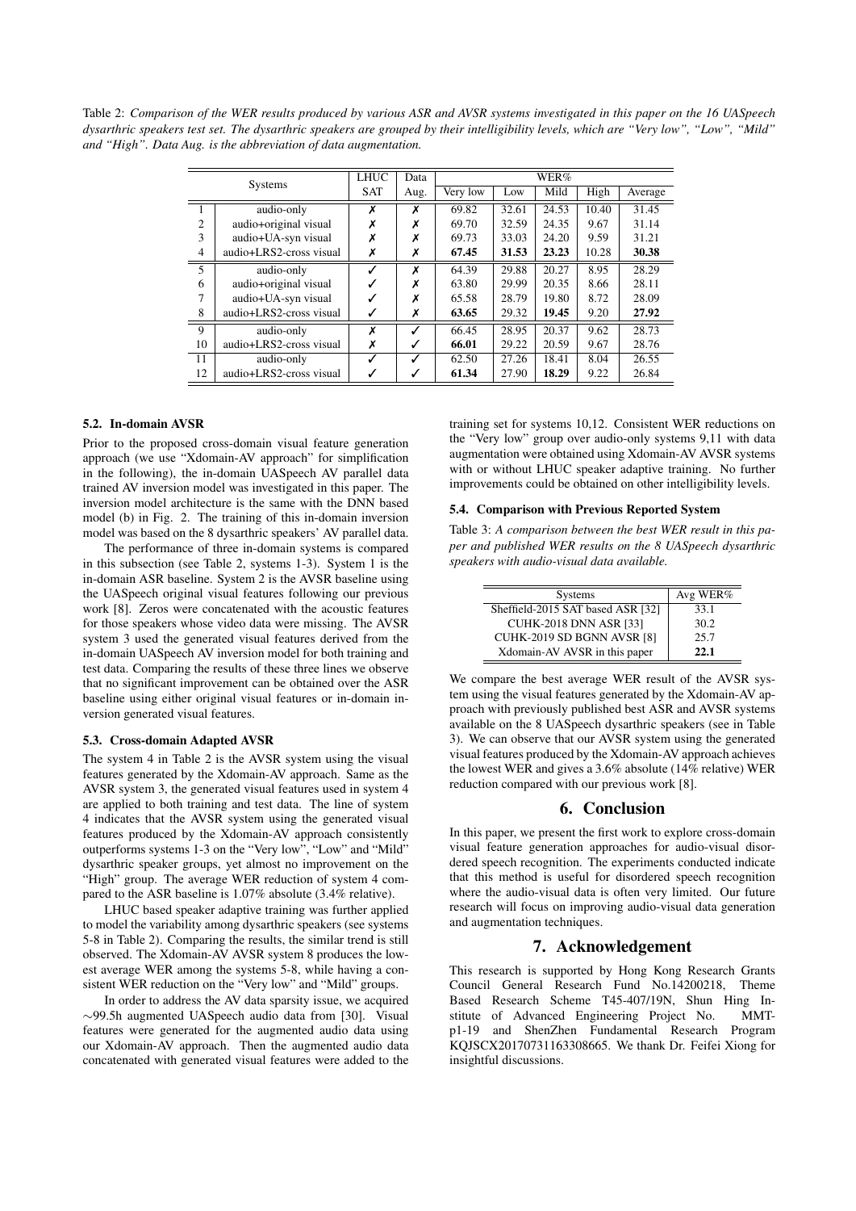Table 2: *Comparison of the WER results produced by various ASR and AVSR systems investigated in this paper on the 16 UASpeech dysarthric speakers test set. The dysarthric speakers are grouped by their intelligibility levels, which are "Very low", "Low", "Mild" and "High". Data Aug. is the abbreviation of data augmentation.*

| Systems | | LHUC SAT | Data Aug. | WER% | | | | |
|---|---|---|---|---|---|---|---|---|
| | | | | Very low | Low | Mild | High | Average |
| 1 | audio-only | ✗ | ✗ | 69.82 | 32.61 | 24.53 | 10.40 | 31.45 |
| 2 | audio+original visual | ✗ | ✗ | 69.70 | 32.59 | 24.35 | 9.67 | 31.14 |
| 3 | audio+UA-syn visual | ✗ | ✗ | 69.73 | 33.03 | 24.20 | 9.59 | 31.21 |
| 4 | audio+LRS2-cross visual | ✗ | ✗ | **67.45** | **31.53** | **23.23** | 10.28 | **30.38** |
| 5 | audio-only | ✓ | ✗ | 64.39 | 29.88 | 20.27 | 8.95 | 28.29 |
| 6 | audio+original visual | ✓ | ✗ | 63.80 | 29.99 | 20.35 | 8.66 | 28.11 |
| 7 | audio+UA-syn visual | ✓ | ✗ | 65.58 | 28.79 | 19.80 | 8.72 | 28.09 |
| 8 | audio+LRS2-cross visual | ✓ | ✗ | **63.65** | 29.32 | **19.45** | 9.20 | **27.92** |
| 9 | audio-only | ✗ | ✓ | 66.45 | 28.95 | 20.37 | 9.62 | 28.73 |
| 10 | audio+LRS2-cross visual | ✗ | ✓ | **66.01** | 29.22 | 20.59 | 9.67 | 28.76 |
| 11 | audio-only | ✓ | ✓ | 62.50 | 27.26 | 18.41 | 8.04 | 26.55 |
| 12 | audio+LRS2-cross visual | ✓ | ✓ | **61.34** | 27.90 | **18.29** | 9.22 | 26.84 |

### 5.2. In-domain AVSR

Prior to the proposed cross-domain visual feature generation approach (we use "Xdomain-AV approach" for simplification in the following), the in-domain UASpeech AV parallel data trained AV inversion model was investigated in this paper. The inversion model architecture is the same with the DNN based model (b) in Fig. 2. The training of this in-domain inversion model was based on the 8 dysarthric speakers' AV parallel data.

The performance of three in-domain systems is compared in this subsection (see Table 2, systems 1-3). System 1 is the in-domain ASR baseline. System 2 is the AVSR baseline using the UASpeech original visual features following our previous work [8]. Zeros were concatenated with the acoustic features for those speakers whose video data were missing. The AVSR system 3 used the generated visual features derived from the in-domain UASpeech AV inversion model for both training and test data. Comparing the results of these three lines we observe that no significant improvement can be obtained over the ASR baseline using either original visual features or in-domain inversion generated visual features.

### 5.3. Cross-domain Adapted AVSR

The system 4 in Table 2 is the AVSR system using the visual features generated by the Xdomain-AV approach. Same as the AVSR system 3, the generated visual features used in system 4 are applied to both training and test data. The line of system 4 indicates that the AVSR system using the generated visual features produced by the Xdomain-AV approach consistently outperforms systems 1-3 on the "Very low", "Low" and "Mild" dysarthric speaker groups, yet almost no improvement on the "High" group. The average WER reduction of system 4 compared to the ASR baseline is 1.07% absolute (3.4% relative).

LHUC based speaker adaptive training was further applied to model the variability among dysarthric speakers (see systems 5-8 in Table 2). Comparing the results, the similar trend is still observed. The Xdomain-AV AVSR system 8 produces the lowest average WER among the systems 5-8, while having a consistent WER reduction on the "Very low" and "Mild" groups.

In order to address the AV data sparsity issue, we acquired ∼99.5h augmented UASpeech audio data from [30]. Visual features were generated for the augmented audio data using our Xdomain-AV approach. Then the augmented audio data concatenated with generated visual features were added to the training set for systems 10,12. Consistent WER reductions on the "Very low" group over audio-only systems 9,11 with data augmentation were obtained using Xdomain-AV AVSR systems with or without LHUC speaker adaptive training. No further improvements could be obtained on other intelligibility levels.

### 5.4. Comparison with Previous Reported System

Table 3: *A comparison between the best WER result in this paper and published WER results on the 8 UASpeech dysarthric speakers with audio-visual data available.*

| Systems | Avg WER% |
|---|---|
| Sheffield-2015 SAT based ASR [32] | 33.1 |
| CUHK-2018 DNN ASR [33] | 30.2 |
| CUHK-2019 SD BGNN AVSR [8] | 25.7 |
| Xdomain-AV AVSR in this paper | **22.1** |

We compare the best average WER result of the AVSR system using the visual features generated by the Xdomain-AV approach with previously published best ASR and AVSR systems available on the 8 UASpeech dysarthric speakers (see in Table 3). We can observe that our AVSR system using the generated visual features produced by the Xdomain-AV approach achieves the lowest WER and gives a 3.6% absolute (14% relative) WER reduction compared with our previous work [8].

## 6. Conclusion

In this paper, we present the first work to explore cross-domain visual feature generation approaches for audio-visual disordered speech recognition. The experiments conducted indicate that this method is useful for disordered speech recognition where the audio-visual data is often very limited. Our future research will focus on improving audio-visual data generation and augmentation techniques.

## 7. Acknowledgement

This research is supported by Hong Kong Research Grants Council General Research Fund No.14200218, Theme Based Research Scheme T45-407/19N, Shun Hing Institute of Advanced Engineering Project No. MMT-p1-19 and ShenZhen Fundamental Research Program KQJSCX20170731163308665. We thank Dr. Feifei Xiong for insightful discussions.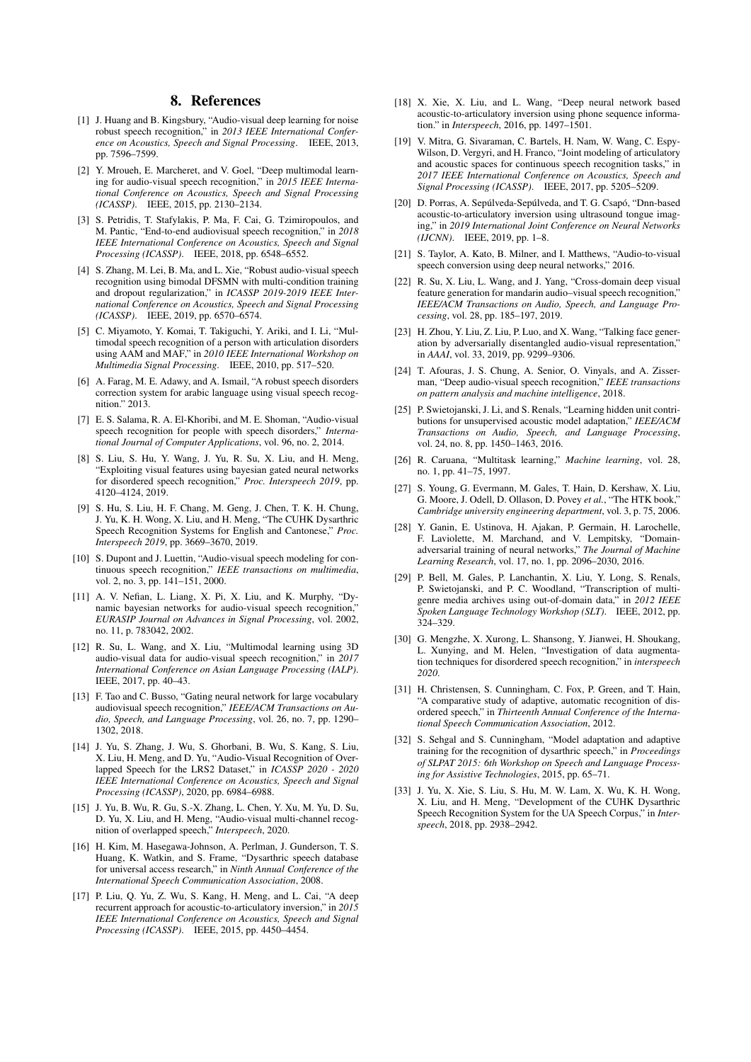## 8. References

[1] J. Huang and B. Kingsbury, "Audio-visual deep learning for noise robust speech recognition," in *2013 IEEE International Conference on Acoustics, Speech and Signal Processing*. IEEE, 2013, pp. 7596–7599.

[2] Y. Mroueh, E. Marcheret, and V. Goel, "Deep multimodal learning for audio-visual speech recognition," in *2015 IEEE International Conference on Acoustics, Speech and Signal Processing (ICASSP)*. IEEE, 2015, pp. 2130–2134.

[3] S. Petridis, T. Stafylakis, P. Ma, F. Cai, G. Tzimiropoulos, and M. Pantic, "End-to-end audiovisual speech recognition," in *2018 IEEE International Conference on Acoustics, Speech and Signal Processing (ICASSP)*. IEEE, 2018, pp. 6548–6552.

[4] S. Zhang, M. Lei, B. Ma, and L. Xie, "Robust audio-visual speech recognition using bimodal DFSMN with multi-condition training and dropout regularization," in *ICASSP 2019-2019 IEEE International Conference on Acoustics, Speech and Signal Processing (ICASSP)*. IEEE, 2019, pp. 6570–6574.

[5] C. Miyamoto, Y. Komai, T. Takiguchi, Y. Ariki, and I. Li, "Multimodal speech recognition of a person with articulation disorders using AAM and MAF," in *2010 IEEE International Workshop on Multimedia Signal Processing*. IEEE, 2010, pp. 517–520.

[6] A. Farag, M. E. Adawy, and A. Ismail, "A robust speech disorders correction system for arabic language using visual speech recognition." 2013.

[7] E. S. Salama, R. A. El-Khoribi, and M. E. Shoman, "Audio-visual speech recognition for people with speech disorders," *International Journal of Computer Applications*, vol. 96, no. 2, 2014.

[8] S. Liu, S. Hu, Y. Wang, J. Yu, R. Su, X. Liu, and H. Meng, "Exploiting visual features using bayesian gated neural networks for disordered speech recognition," *Proc. Interspeech 2019*, pp. 4120–4124, 2019.

[9] S. Hu, S. Liu, H. F. Chang, M. Geng, J. Chen, T. K. H. Chung, J. Yu, K. H. Wong, X. Liu, and H. Meng, "The CUHK Dysarthric Speech Recognition Systems for English and Cantonese," *Proc. Interspeech 2019*, pp. 3669–3670, 2019.

[10] S. Dupont and J. Luettin, "Audio-visual speech modeling for continuous speech recognition," *IEEE transactions on multimedia*, vol. 2, no. 3, pp. 141–151, 2000.

[11] A. V. Nefian, L. Liang, X. Pi, X. Liu, and K. Murphy, "Dynamic bayesian networks for audio-visual speech recognition," *EURASIP Journal on Advances in Signal Processing*, vol. 2002, no. 11, p. 783042, 2002.

[12] R. Su, L. Wang, and X. Liu, "Multimodal learning using 3D audio-visual data for audio-visual speech recognition," in *2017 International Conference on Asian Language Processing (IALP)*. IEEE, 2017, pp. 40–43.

[13] F. Tao and C. Busso, "Gating neural network for large vocabulary audiovisual speech recognition," *IEEE/ACM Transactions on Audio, Speech, and Language Processing*, vol. 26, no. 7, pp. 1290–1302, 2018.

[14] J. Yu, S. Zhang, J. Wu, S. Ghorbani, B. Wu, S. Kang, S. Liu, X. Liu, H. Meng, and D. Yu, "Audio-Visual Recognition of Overlapped Speech for the LRS2 Dataset," in *ICASSP 2020 - 2020 IEEE International Conference on Acoustics, Speech and Signal Processing (ICASSP)*, 2020, pp. 6984–6988.

[15] J. Yu, B. Wu, R. Gu, S.-X. Zhang, L. Chen, Y. Xu, M. Yu, D. Su, D. Yu, X. Liu, and H. Meng, "Audio-visual multi-channel recognition of overlapped speech," *Interspeech*, 2020.

[16] H. Kim, M. Hasegawa-Johnson, A. Perlman, J. Gunderson, T. S. Huang, K. Watkin, and S. Frame, "Dysarthric speech database for universal access research," in *Ninth Annual Conference of the International Speech Communication Association*, 2008.

[17] P. Liu, Q. Yu, Z. Wu, S. Kang, H. Meng, and L. Cai, "A deep recurrent approach for acoustic-to-articulatory inversion," in *2015 IEEE International Conference on Acoustics, Speech and Signal Processing (ICASSP)*. IEEE, 2015, pp. 4450–4454.

[18] X. Xie, X. Liu, and L. Wang, "Deep neural network based acoustic-to-articulatory inversion using phone sequence information." in *Interspeech*, 2016, pp. 1497–1501.

[19] V. Mitra, G. Sivaraman, C. Bartels, H. Nam, W. Wang, C. Espy-Wilson, D. Vergyri, and H. Franco, "Joint modeling of articulatory and acoustic spaces for continuous speech recognition tasks," in *2017 IEEE International Conference on Acoustics, Speech and Signal Processing (ICASSP)*. IEEE, 2017, pp. 5205–5209.

[20] D. Porras, A. Sepúlveda-Sepúlveda, and T. G. Csapó, "Dnn-based acoustic-to-articulatory inversion using ultrasound tongue imaging," in *2019 International Joint Conference on Neural Networks (IJCNN)*. IEEE, 2019, pp. 1–8.

[21] S. Taylor, A. Kato, B. Milner, and I. Matthews, "Audio-to-visual speech conversion using deep neural networks," 2016.

[22] R. Su, X. Liu, L. Wang, and J. Yang, "Cross-domain deep visual feature generation for mandarin audio–visual speech recognition," *IEEE/ACM Transactions on Audio, Speech, and Language Processing*, vol. 28, pp. 185–197, 2019.

[23] H. Zhou, Y. Liu, Z. Liu, P. Luo, and X. Wang, "Talking face generation by adversarially disentangled audio-visual representation," in *AAAI*, vol. 33, 2019, pp. 9299–9306.

[24] T. Afouras, J. S. Chung, A. Senior, O. Vinyals, and A. Zisserman, "Deep audio-visual speech recognition," *IEEE transactions on pattern analysis and machine intelligence*, 2018.

[25] P. Swietojanski, J. Li, and S. Renals, "Learning hidden unit contributions for unsupervised acoustic model adaptation," *IEEE/ACM Transactions on Audio, Speech, and Language Processing*, vol. 24, no. 8, pp. 1450–1463, 2016.

[26] R. Caruana, "Multitask learning," *Machine learning*, vol. 28, no. 1, pp. 41–75, 1997.

[27] S. Young, G. Evermann, M. Gales, T. Hain, D. Kershaw, X. Liu, G. Moore, J. Odell, D. Ollason, D. Povey *et al.*, "The HTK book," *Cambridge university engineering department*, vol. 3, p. 75, 2006.

[28] Y. Ganin, E. Ustinova, H. Ajakan, P. Germain, H. Larochelle, F. Laviolette, M. Marchand, and V. Lempitsky, "Domain-adversarial training of neural networks," *The Journal of Machine Learning Research*, vol. 17, no. 1, pp. 2096–2030, 2016.

[29] P. Bell, M. Gales, P. Lanchantin, X. Liu, Y. Long, S. Renals, P. Swietojanski, and P. C. Woodland, "Transcription of multi-genre media archives using out-of-domain data," in *2012 IEEE Spoken Language Technology Workshop (SLT)*. IEEE, 2012, pp. 324–329.

[30] G. Mengzhe, X. Xurong, L. Shansong, Y. Jianwei, H. Shoukang, L. Xunying, and M. Helen, "Investigation of data augmentation techniques for disordered speech recognition," in *interspeech 2020*.

[31] H. Christensen, S. Cunningham, C. Fox, P. Green, and T. Hain, "A comparative study of adaptive, automatic recognition of disordered speech," in *Thirteenth Annual Conference of the International Speech Communication Association*, 2012.

[32] S. Sehgal and S. Cunningham, "Model adaptation and adaptive training for the recognition of dysarthric speech," in *Proceedings of SLPAT 2015: 6th Workshop on Speech and Language Processing for Assistive Technologies*, 2015, pp. 65–71.

[33] J. Yu, X. Xie, S. Liu, S. Hu, M. W. Lam, X. Wu, K. H. Wong, X. Liu, and H. Meng, "Development of the CUHK Dysarthric Speech Recognition System for the UA Speech Corpus," in *Interspeech*, 2018, pp. 2938–2942.